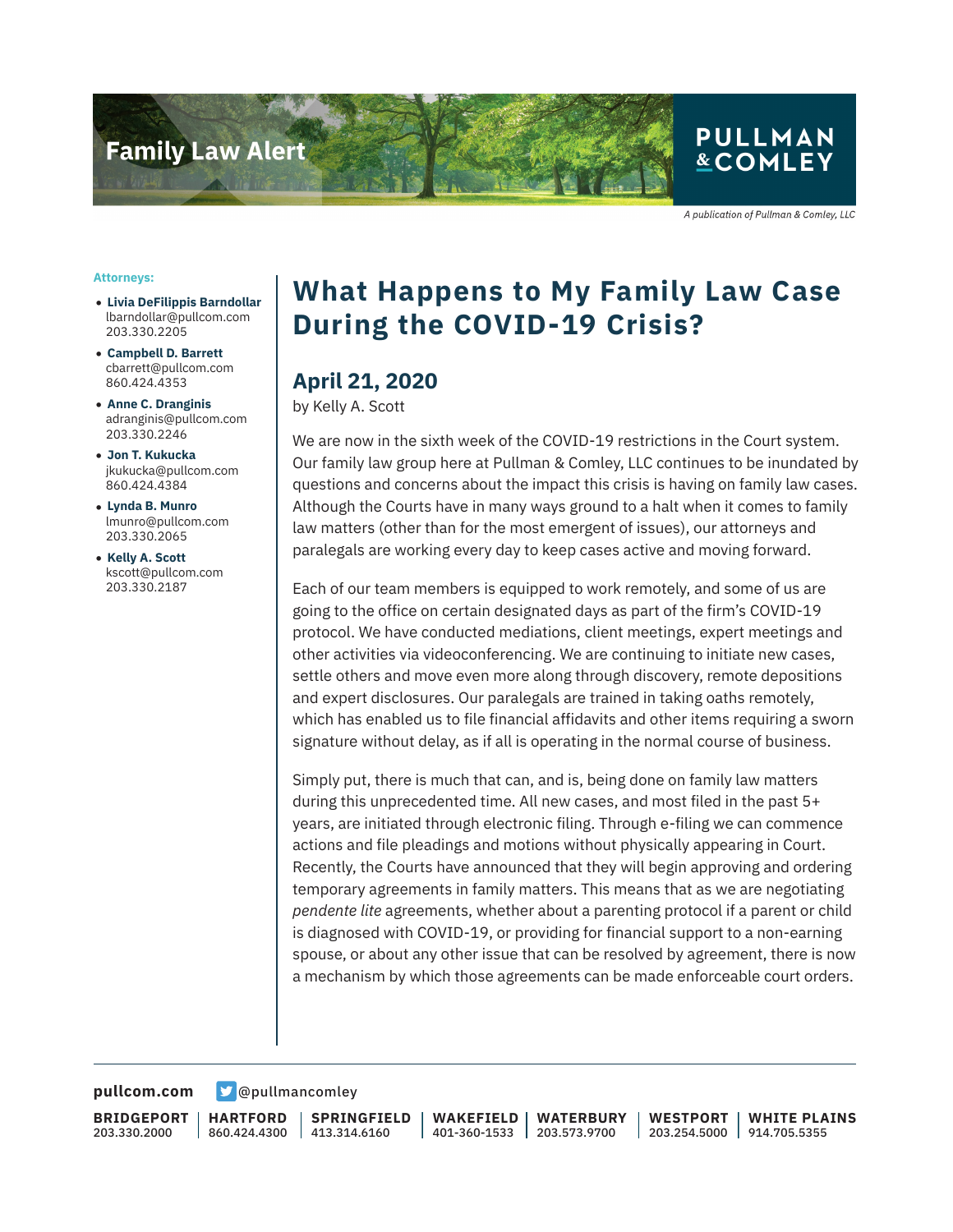Family Law Alert

PULLMAN & COMLEY

*A publication of Pullman & Comley, LLC*

**Attorneys:**

- **Livia DeFilippis Barndollar**
  lbarndollar@pullcom.com
  203.330.2205
- **Campbell D. Barrett**
  cbarrett@pullcom.com
  860.424.4353
- **Anne C. Dranginis**
  adranginis@pullcom.com
  203.330.2246
- **Jon T. Kukucka**
  jkukucka@pullcom.com
  860.424.4384
- **Lynda B. Munro**
  lmunro@pullcom.com
  203.330.2065
- **Kelly A. Scott**
  kscott@pullcom.com
  203.330.2187

# What Happens to My Family Law Case During the COVID-19 Crisis?

## April 21, 2020

by Kelly A. Scott

We are now in the sixth week of the COVID-19 restrictions in the Court system. Our family law group here at Pullman & Comley, LLC continues to be inundated by questions and concerns about the impact this crisis is having on family law cases. Although the Courts have in many ways ground to a halt when it comes to family law matters (other than for the most emergent of issues), our attorneys and paralegals are working every day to keep cases active and moving forward.

Each of our team members is equipped to work remotely, and some of us are going to the office on certain designated days as part of the firm's COVID-19 protocol. We have conducted mediations, client meetings, expert meetings and other activities via videoconferencing. We are continuing to initiate new cases, settle others and move even more along through discovery, remote depositions and expert disclosures. Our paralegals are trained in taking oaths remotely, which has enabled us to file financial affidavits and other items requiring a sworn signature without delay, as if all is operating in the normal course of business.

Simply put, there is much that can, and is, being done on family law matters during this unprecedented time. All new cases, and most filed in the past 5+ years, are initiated through electronic filing. Through e-filing we can commence actions and file pleadings and motions without physically appearing in Court. Recently, the Courts have announced that they will begin approving and ordering temporary agreements in family matters. This means that as we are negotiating *pendente lite* agreements, whether about a parenting protocol if a parent or child is diagnosed with COVID-19, or providing for financial support to a non-earning spouse, or about any other issue that can be resolved by agreement, there is now a mechanism by which those agreements can be made enforceable court orders.

pullcom.com @pullmancomley

BRIDGEPORT 203.330.2000 | HARTFORD 860.424.4300 | SPRINGFIELD 413.314.6160 | WAKEFIELD 401-360-1533 | WATERBURY 203.573.9700 | WESTPORT 203.254.5000 | WHITE PLAINS 914.705.5355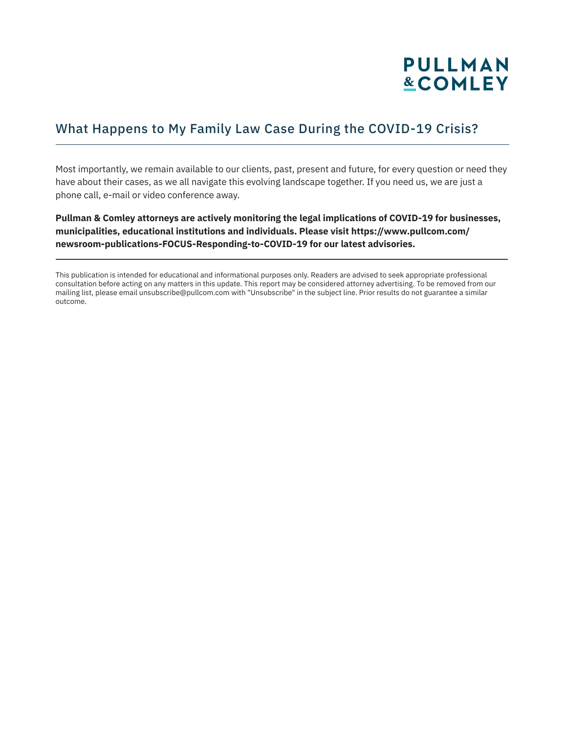## What Happens to My Family Law Case During the COVID-19 Crisis?

Most importantly, we remain available to our clients, past, present and future, for every question or need they have about their cases, as we all navigate this evolving landscape together. If you need us, we are just a phone call, e-mail or video conference away.

**Pullman & Comley attorneys are actively monitoring the legal implications of COVID-19 for businesses, municipalities, educational institutions and individuals. Please visit https://www.pullcom.com/newsroom-publications-FOCUS-Responding-to-COVID-19 for our latest advisories.**

---

This publication is intended for educational and informational purposes only. Readers are advised to seek appropriate professional consultation before acting on any matters in this update. This report may be considered attorney advertising. To be removed from our mailing list, please email unsubscribe@pullcom.com with "Unsubscribe" in the subject line. Prior results do not guarantee a similar outcome.